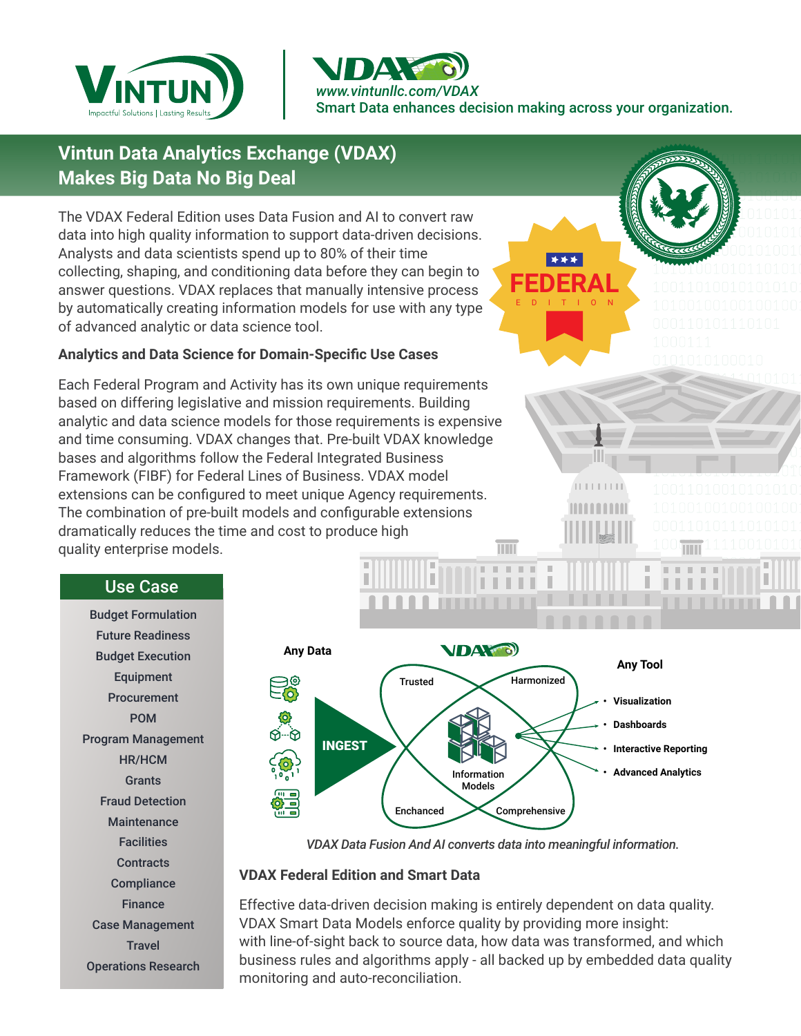www.vintunllc.com/VDAX

Smart Data enhances decision making across your organization.

# Vintun Data Analytics Exchange (VDAX) Makes Big Data No Big Deal

The VDAX Federal Edition uses Data Fusion and AI to convert raw data into high quality information to support data-driven decisions. Analysts and data scientists spend up to 80% of their time collecting, shaping, and conditioning data before they can begin to answer questions. VDAX replaces that manually intensive process by automatically creating information models for use with any type of advanced analytic or data science tool.

### Analytics and Data Science for Domain-Specific Use Cases

Each Federal Program and Activity has its own unique requirements based on differing legislative and mission requirements. Building analytic and data science models for those requirements is expensive and time consuming. VDAX changes that. Pre-built VDAX knowledge bases and algorithms follow the Federal Integrated Business Framework (FIBF) for Federal Lines of Business. VDAX model extensions can be configured to meet unique Agency requirements. The combination of pre-built models and configurable extensions dramatically reduces the time and cost to produce high quality enterprise models.

| Use Case |
|---|
| Budget Formulation |
| Future Readiness |
| Budget Execution |
| Equipment |
| Procurement |
| POM |
| Program Management |
| HR/HCM |
| Grants |
| Fraud Detection |
| Maintenance |
| Facilities |
| Contracts |
| Compliance |
| Finance |
| Case Management |
| Travel |
| Operations Research |

Any Data → INGEST → Trusted / Harmonized / Enchanced / Comprehensive — Information Models → Any Tool

- Visualization
- Dashboards
- Interactive Reporting
- Advanced Analytics

*VDAX Data Fusion And AI converts data into meaningful information.*

### VDAX Federal Edition and Smart Data

Effective data-driven decision making is entirely dependent on data quality. VDAX Smart Data Models enforce quality by providing more insight: with line-of-sight back to source data, how data was transformed, and which business rules and algorithms apply - all backed up by embedded data quality monitoring and auto-reconciliation.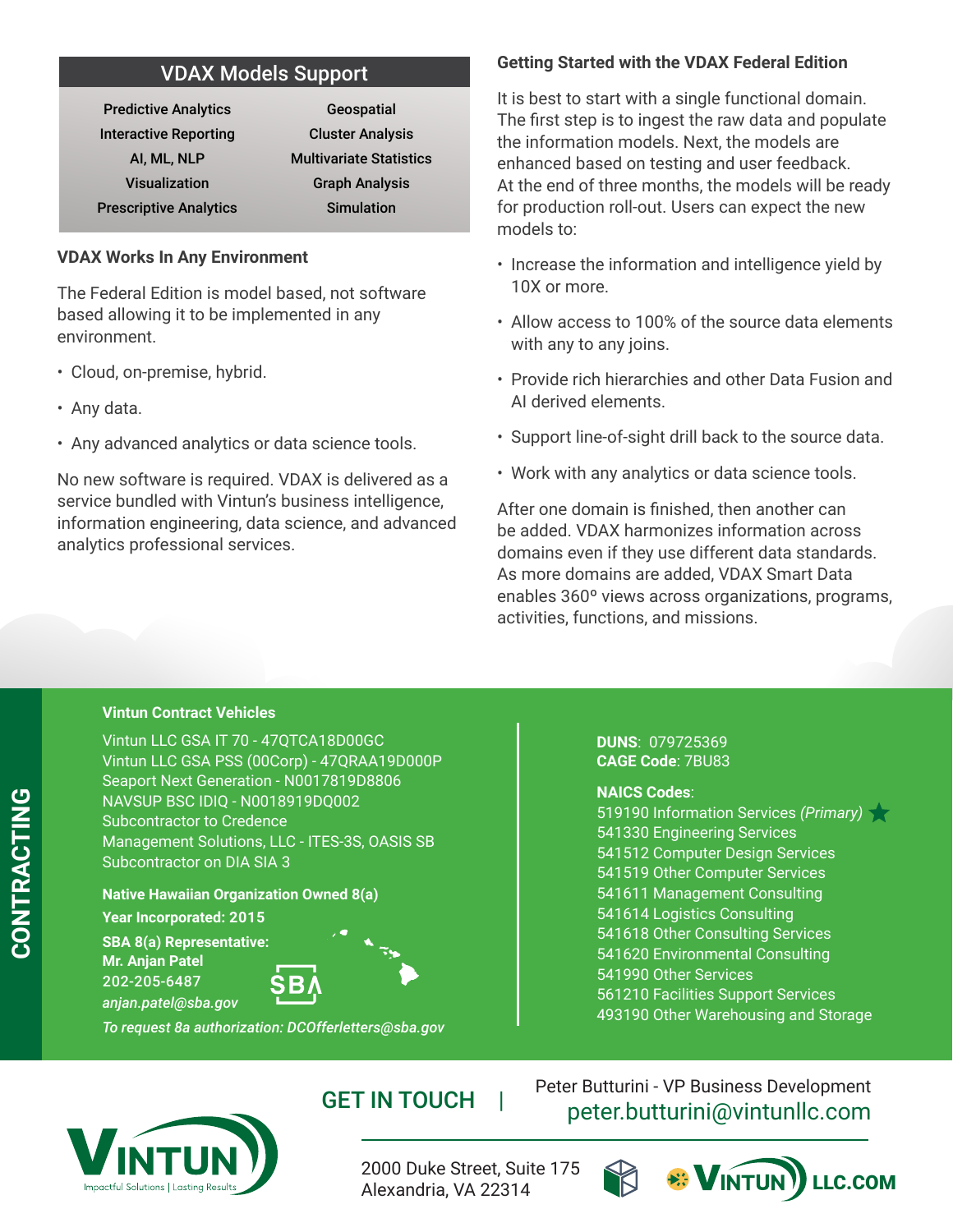## VDAX Models Support

| | |
|---|---|
| Predictive Analytics | Geospatial |
| Interactive Reporting | Cluster Analysis |
| AI, ML, NLP | Multivariate Statistics |
| Visualization | Graph Analysis |
| Prescriptive Analytics | Simulation |

### VDAX Works In Any Environment

The Federal Edition is model based, not software based allowing it to be implemented in any environment.

- Cloud, on-premise, hybrid.
- Any data.
- Any advanced analytics or data science tools.

No new software is required. VDAX is delivered as a service bundled with Vintun's business intelligence, information engineering, data science, and advanced analytics professional services.

### Getting Started with the VDAX Federal Edition

It is best to start with a single functional domain. The first step is to ingest the raw data and populate the information models. Next, the models are enhanced based on testing and user feedback. At the end of three months, the models will be ready for production roll-out. Users can expect the new models to:

- Increase the information and intelligence yield by 10X or more.
- Allow access to 100% of the source data elements with any to any joins.
- Provide rich hierarchies and other Data Fusion and AI derived elements.
- Support line-of-sight drill back to the source data.
- Work with any analytics or data science tools.

After one domain is finished, then another can be added. VDAX harmonizes information across domains even if they use different data standards. As more domains are added, VDAX Smart Data enables 360º views across organizations, programs, activities, functions, and missions.

## CONTRACTING

**Vintun Contract Vehicles**

Vintun LLC GSA IT 70 - 47QTCA18D00GC
Vintun LLC GSA PSS (00Corp) - 47QRAA19D000P
Seaport Next Generation - N0017819D8806
NAVSUP BSC IDIQ - N0018919DQ002
Subcontractor to Credence Management Solutions, LLC - ITES-3S, OASIS SB
Subcontractor on DIA SIA 3

**Native Hawaiian Organization Owned 8(a)**

**Year Incorporated: 2015**

**SBA 8(a) Representative:**
**Mr. Anjan Patel**
**202-205-6487**
***anjan.patel@sba.gov***

***To request 8a authorization: DCOfferletters@sba.gov***

**DUNS**: 079725369
**CAGE Code**: 7BU83

**NAICS Codes**:
519190 Information Services *(Primary)*
541330 Engineering Services
541512 Computer Design Services
541519 Other Computer Services
541611 Management Consulting
541614 Logistics Consulting
541618 Other Consulting Services
541620 Environmental Consulting
541990 Other Services
561210 Facilities Support Services
493190 Other Warehousing and Storage

VINTUN
Impactful Solutions | Lasting Results

GET IN TOUCH | Peter Butturini - VP Business Development
peter.butturini@vintunllc.com

2000 Duke Street, Suite 175
Alexandria, VA 22314

VINTUNLLC.COM